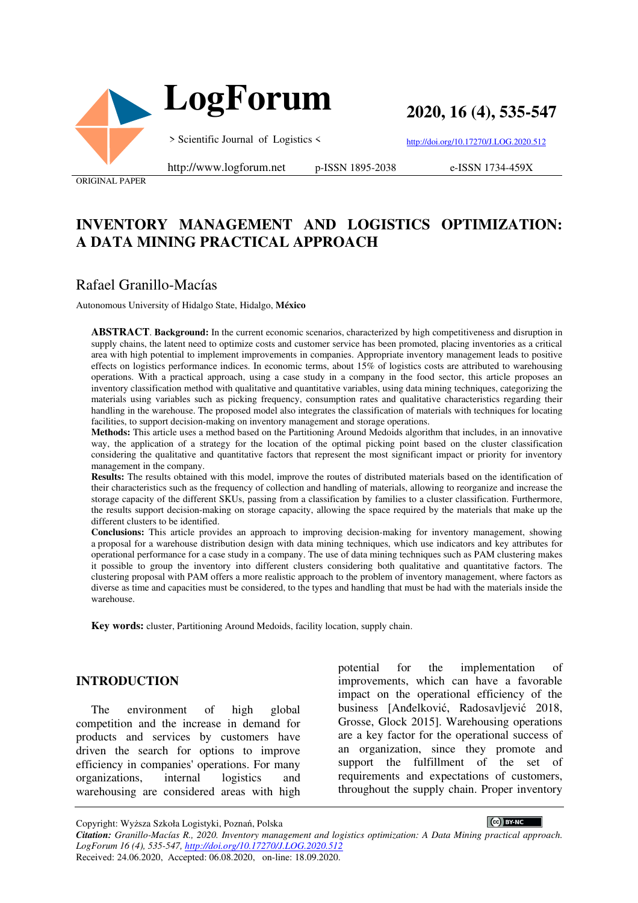ORIGINAL PAPER

# INVENTORY MANAGEMENT AND LOGISTICS OPTIMIZATION: A DATA MINING PRACTICAL APPROACH

## Rafael Granillo-Macías

Autonomous University of Hidalgo State, Hidalgo, **México**

**ABSTRACT**. **Background:** In the current economic scenarios, characterized by high competitiveness and disruption in supply chains, the latent need to optimize costs and customer service has been promoted, placing inventories as a critical area with high potential to implement improvements in companies. Appropriate inventory management leads to positive effects on logistics performance indices. In economic terms, about 15% of logistics costs are attributed to warehousing operations. With a practical approach, using a case study in a company in the food sector, this article proposes an inventory classification method with qualitative and quantitative variables, using data mining techniques, categorizing the materials using variables such as picking frequency, consumption rates and qualitative characteristics regarding their handling in the warehouse. The proposed model also integrates the classification of materials with techniques for locating facilities, to support decision-making on inventory management and storage operations.

**Methods:** This article uses a method based on the Partitioning Around Medoids algorithm that includes, in an innovative way, the application of a strategy for the location of the optimal picking point based on the cluster classification considering the qualitative and quantitative factors that represent the most significant impact or priority for inventory management in the company.

**Results:** The results obtained with this model, improve the routes of distributed materials based on the identification of their characteristics such as the frequency of collection and handling of materials, allowing to reorganize and increase the storage capacity of the different SKUs, passing from a classification by families to a cluster classification. Furthermore, the results support decision-making on storage capacity, allowing the space required by the materials that make up the different clusters to be identified.

**Conclusions:** This article provides an approach to improving decision-making for inventory management, showing a proposal for a warehouse distribution design with data mining techniques, which use indicators and key attributes for operational performance for a case study in a company. The use of data mining techniques such as PAM clustering makes it possible to group the inventory into different clusters considering both qualitative and quantitative factors. The clustering proposal with PAM offers a more realistic approach to the problem of inventory management, where factors as diverse as time and capacities must be considered, to the types and handling that must be had with the materials inside the warehouse.

**Key words:** cluster, Partitioning Around Medoids, facility location, supply chain.

## INTRODUCTION

The environment of high global competition and the increase in demand for products and services by customers have driven the search for options to improve efficiency in companies' operations. For many organizations, internal logistics and warehousing are considered areas with high potential for the implementation of improvements, which can have a favorable impact on the operational efficiency of the business [Anđelković, Radosavljević 2018, Grosse, Glock 2015]. Warehousing operations are a key factor for the operational success of an organization, since they promote and support the fulfillment of the set of requirements and expectations of customers, throughout the supply chain. Proper inventory

Copyright: Wyższa Szkoła Logistyki, Poznań, Polska

*Citation: Granillo-Macías R., 2020. Inventory management and logistics optimization: A Data Mining practical approach. LogForum 16 (4), 535-547, http://doi.org/10.17270/J.LOG.2020.512*

Received: 24.06.2020, Accepted: 06.08.2020, on-line: 18.09.2020.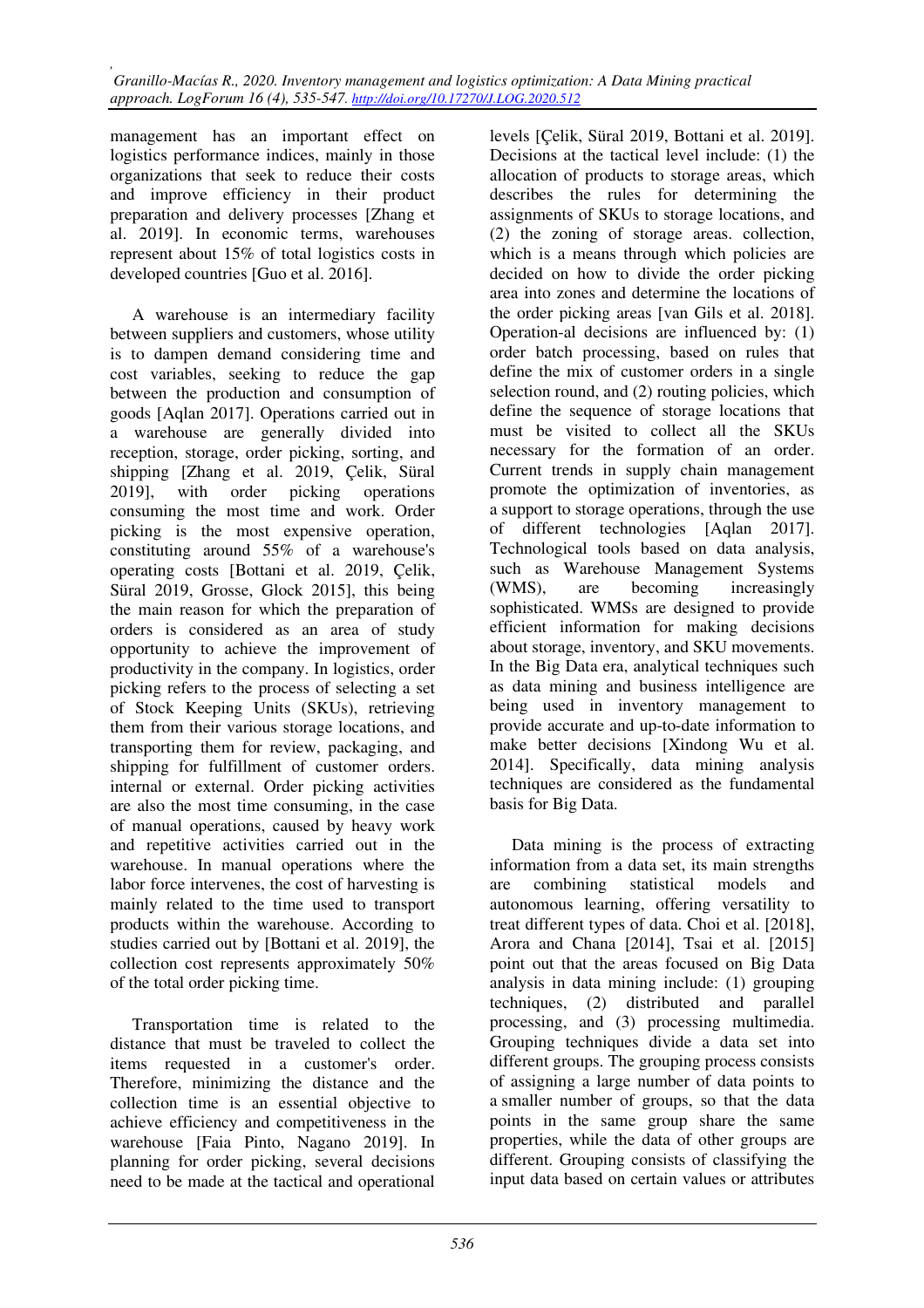management has an important effect on logistics performance indices, mainly in those organizations that seek to reduce their costs and improve efficiency in their product preparation and delivery processes [Zhang et al. 2019]. In economic terms, warehouses represent about 15% of total logistics costs in developed countries [Guo et al. 2016].

A warehouse is an intermediary facility between suppliers and customers, whose utility is to dampen demand considering time and cost variables, seeking to reduce the gap between the production and consumption of goods [Aqlan 2017]. Operations carried out in a warehouse are generally divided into reception, storage, order picking, sorting, and shipping [Zhang et al. 2019, Çelik, Süral 2019], with order picking operations consuming the most time and work. Order picking is the most expensive operation, constituting around 55% of a warehouse's operating costs [Bottani et al. 2019, Çelik, Süral 2019, Grosse, Glock 2015], this being the main reason for which the preparation of orders is considered as an area of study opportunity to achieve the improvement of productivity in the company. In logistics, order picking refers to the process of selecting a set of Stock Keeping Units (SKUs), retrieving them from their various storage locations, and transporting them for review, packaging, and shipping for fulfillment of customer orders. internal or external. Order picking activities are also the most time consuming, in the case of manual operations, caused by heavy work and repetitive activities carried out in the warehouse. In manual operations where the labor force intervenes, the cost of harvesting is mainly related to the time used to transport products within the warehouse. According to studies carried out by [Bottani et al. 2019], the collection cost represents approximately 50% of the total order picking time.

Transportation time is related to the distance that must be traveled to collect the items requested in a customer's order. Therefore, minimizing the distance and the collection time is an essential objective to achieve efficiency and competitiveness in the warehouse [Faia Pinto, Nagano 2019]. In planning for order picking, several decisions need to be made at the tactical and operational levels [Çelik, Süral 2019, Bottani et al. 2019]. Decisions at the tactical level include: (1) the allocation of products to storage areas, which describes the rules for determining the assignments of SKUs to storage locations, and (2) the zoning of storage areas. collection, which is a means through which policies are decided on how to divide the order picking area into zones and determine the locations of the order picking areas [van Gils et al. 2018]. Operation-al decisions are influenced by: (1) order batch processing, based on rules that define the mix of customer orders in a single selection round, and (2) routing policies, which define the sequence of storage locations that must be visited to collect all the SKUs necessary for the formation of an order. Current trends in supply chain management promote the optimization of inventories, as a support to storage operations, through the use of different technologies [Aqlan 2017]. Technological tools based on data analysis, such as Warehouse Management Systems (WMS), are becoming increasingly sophisticated. WMSs are designed to provide efficient information for making decisions about storage, inventory, and SKU movements. In the Big Data era, analytical techniques such as data mining and business intelligence are being used in inventory management to provide accurate and up-to-date information to make better decisions [Xindong Wu et al. 2014]. Specifically, data mining analysis techniques are considered as the fundamental basis for Big Data.

Data mining is the process of extracting information from a data set, its main strengths are combining statistical models and autonomous learning, offering versatility to treat different types of data. Choi et al. [2018], Arora and Chana [2014], Tsai et al. [2015] point out that the areas focused on Big Data analysis in data mining include: (1) grouping techniques, (2) distributed and parallel processing, and (3) processing multimedia. Grouping techniques divide a data set into different groups. The grouping process consists of assigning a large number of data points to a smaller number of groups, so that the data points in the same group share the same properties, while the data of other groups are different. Grouping consists of classifying the input data based on certain values or attributes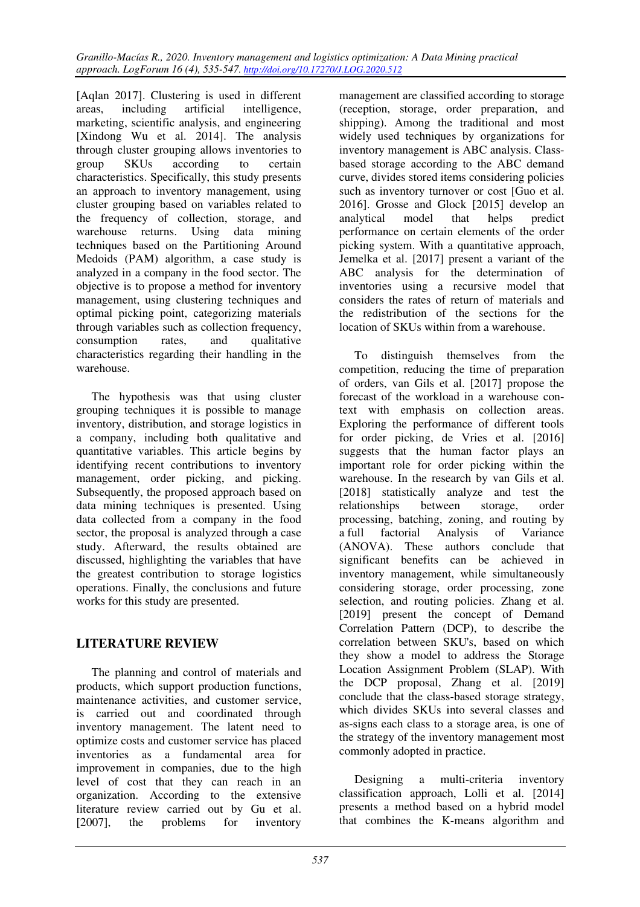[Aqlan 2017]. Clustering is used in different areas, including artificial intelligence, marketing, scientific analysis, and engineering [Xindong Wu et al. 2014]. The analysis through cluster grouping allows inventories to group SKUs according to certain characteristics. Specifically, this study presents an approach to inventory management, using cluster grouping based on variables related to the frequency of collection, storage, and warehouse returns. Using data mining techniques based on the Partitioning Around Medoids (PAM) algorithm, a case study is analyzed in a company in the food sector. The objective is to propose a method for inventory management, using clustering techniques and optimal picking point, categorizing materials through variables such as collection frequency, consumption rates, and qualitative characteristics regarding their handling in the warehouse.

The hypothesis was that using cluster grouping techniques it is possible to manage inventory, distribution, and storage logistics in a company, including both qualitative and quantitative variables. This article begins by identifying recent contributions to inventory management, order picking, and picking. Subsequently, the proposed approach based on data mining techniques is presented. Using data collected from a company in the food sector, the proposal is analyzed through a case study. Afterward, the results obtained are discussed, highlighting the variables that have the greatest contribution to storage logistics operations. Finally, the conclusions and future works for this study are presented.

## LITERATURE REVIEW

The planning and control of materials and products, which support production functions, maintenance activities, and customer service, is carried out and coordinated through inventory management. The latent need to optimize costs and customer service has placed inventories as a fundamental area for improvement in companies, due to the high level of cost that they can reach in an organization. According to the extensive literature review carried out by Gu et al. [2007], the problems for inventory management are classified according to storage (reception, storage, order preparation, and shipping). Among the traditional and most widely used techniques by organizations for inventory management is ABC analysis. Class-based storage according to the ABC demand curve, divides stored items considering policies such as inventory turnover or cost [Guo et al. 2016]. Grosse and Glock [2015] develop an analytical model that helps predict performance on certain elements of the order picking system. With a quantitative approach, Jemelka et al. [2017] present a variant of the ABC analysis for the determination of inventories using a recursive model that considers the rates of return of materials and the redistribution of the sections for the location of SKUs within from a warehouse.

To distinguish themselves from the competition, reducing the time of preparation of orders, van Gils et al. [2017] propose the forecast of the workload in a warehouse con-text with emphasis on collection areas. Exploring the performance of different tools for order picking, de Vries et al. [2016] suggests that the human factor plays an important role for order picking within the warehouse. In the research by van Gils et al. [2018] statistically analyze and test the relationships between storage, order processing, batching, zoning, and routing by a full factorial Analysis of Variance (ANOVA). These authors conclude that significant benefits can be achieved in inventory management, while simultaneously considering storage, order processing, zone selection, and routing policies. Zhang et al. [2019] present the concept of Demand Correlation Pattern (DCP), to describe the correlation between SKU's, based on which they show a model to address the Storage Location Assignment Problem (SLAP). With the DCP proposal, Zhang et al. [2019] conclude that the class-based storage strategy, which divides SKUs into several classes and as-signs each class to a storage area, is one of the strategy of the inventory management most commonly adopted in practice.

Designing a multi-criteria inventory classification approach, Lolli et al. [2014] presents a method based on a hybrid model that combines the K-means algorithm and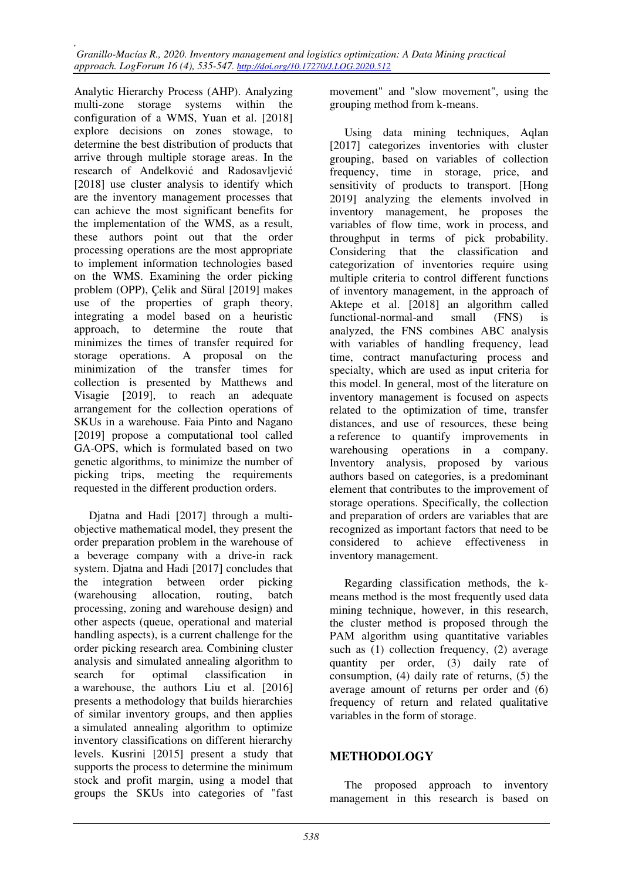Analytic Hierarchy Process (AHP). Analyzing multi-zone storage systems within the configuration of a WMS, Yuan et al. [2018] explore decisions on zones stowage, to determine the best distribution of products that arrive through multiple storage areas. In the research of Anđelković and Radosavljević [2018] use cluster analysis to identify which are the inventory management processes that can achieve the most significant benefits for the implementation of the WMS, as a result, these authors point out that the order processing operations are the most appropriate to implement information technologies based on the WMS. Examining the order picking problem (OPP), Çelik and Süral [2019] makes use of the properties of graph theory, integrating a model based on a heuristic approach, to determine the route that minimizes the times of transfer required for storage operations. A proposal on the minimization of the transfer times for collection is presented by Matthews and Visagie [2019], to reach an adequate arrangement for the collection operations of SKUs in a warehouse. Faia Pinto and Nagano [2019] propose a computational tool called GA-OPS, which is formulated based on two genetic algorithms, to minimize the number of picking trips, meeting the requirements requested in the different production orders.

Djatna and Hadi [2017] through a multi-objective mathematical model, they present the order preparation problem in the warehouse of a beverage company with a drive-in rack system. Djatna and Hadi [2017] concludes that the integration between order picking (warehousing allocation, routing, batch processing, zoning and warehouse design) and other aspects (queue, operational and material handling aspects), is a current challenge for the order picking research area. Combining cluster analysis and simulated annealing algorithm to search for optimal classification in a warehouse, the authors Liu et al. [2016] presents a methodology that builds hierarchies of similar inventory groups, and then applies a simulated annealing algorithm to optimize inventory classifications on different hierarchy levels. Kusrini [2015] present a study that supports the process to determine the minimum stock and profit margin, using a model that groups the SKUs into categories of "fast movement" and "slow movement", using the grouping method from k-means.

Using data mining techniques, Aqlan [2017] categorizes inventories with cluster grouping, based on variables of collection frequency, time in storage, price, and sensitivity of products to transport. [Hong 2019] analyzing the elements involved in inventory management, he proposes the variables of flow time, work in process, and throughput in terms of pick probability. Considering that the classification and categorization of inventories require using multiple criteria to control different functions of inventory management, in the approach of Aktepe et al. [2018] an algorithm called functional-normal-and small (FNS) is analyzed, the FNS combines ABC analysis with variables of handling frequency, lead time, contract manufacturing process and specialty, which are used as input criteria for this model. In general, most of the literature on inventory management is focused on aspects related to the optimization of time, transfer distances, and use of resources, these being a reference to quantify improvements in warehousing operations in a company. Inventory analysis, proposed by various authors based on categories, is a predominant element that contributes to the improvement of storage operations. Specifically, the collection and preparation of orders are variables that are recognized as important factors that need to be considered to achieve effectiveness in inventory management.

Regarding classification methods, the k-means method is the most frequently used data mining technique, however, in this research, the cluster method is proposed through the PAM algorithm using quantitative variables such as (1) collection frequency, (2) average quantity per order, (3) daily rate of consumption, (4) daily rate of returns, (5) the average amount of returns per order and (6) frequency of return and related qualitative variables in the form of storage.

## METHODOLOGY

The proposed approach to inventory management in this research is based on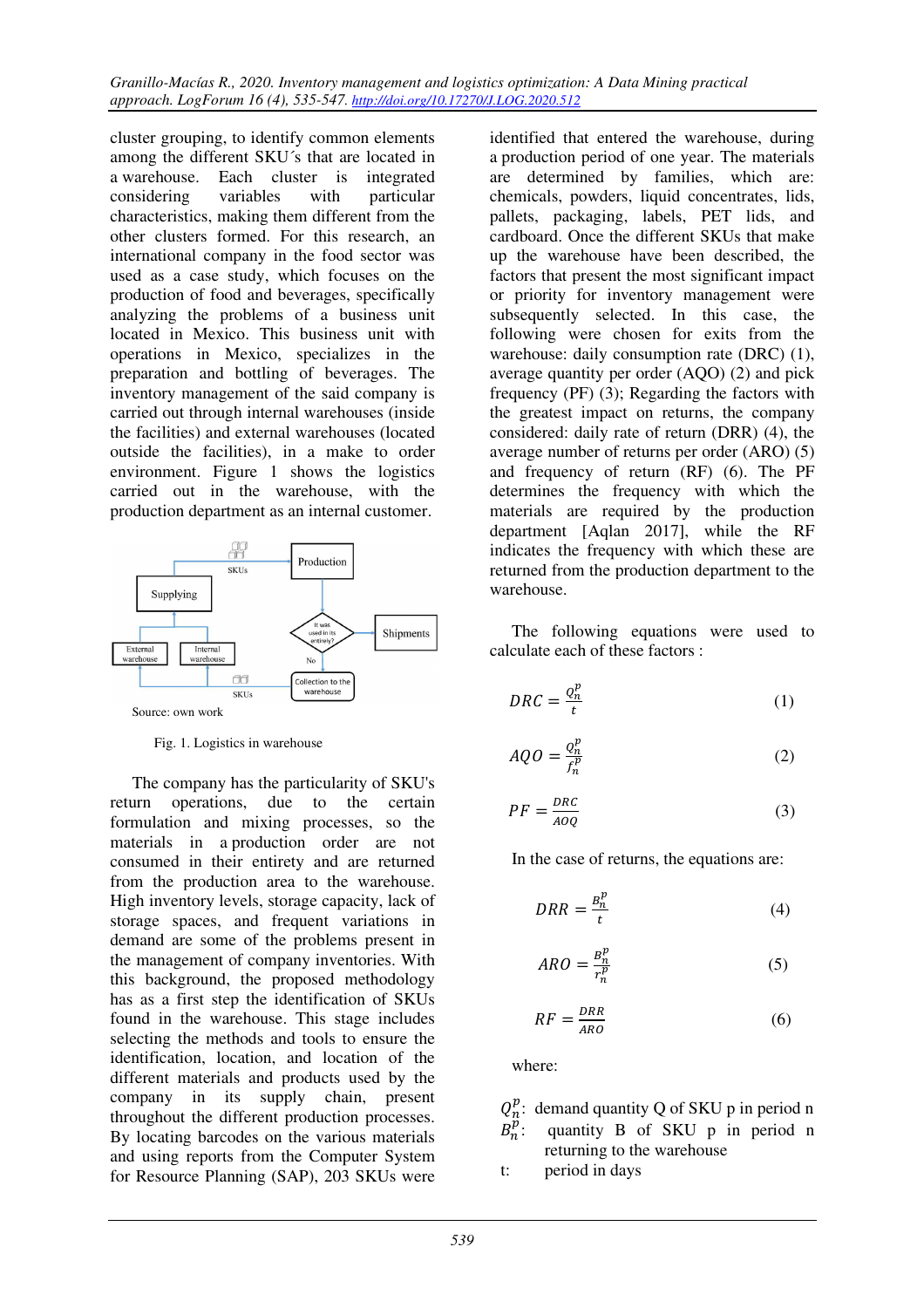cluster grouping, to identify common elements among the different SKU´s that are located in a warehouse. Each cluster is integrated considering variables with particular characteristics, making them different from the other clusters formed. For this research, an international company in the food sector was used as a case study, which focuses on the production of food and beverages, specifically analyzing the problems of a business unit located in Mexico. This business unit with operations in Mexico, specializes in the preparation and bottling of beverages. The inventory management of the said company is carried out through internal warehouses (inside the facilities) and external warehouses (located outside the facilities), in a make to order environment. Figure 1 shows the logistics carried out in the warehouse, with the production department as an internal customer.

Source: own work

Fig. 1. Logistics in warehouse

The company has the particularity of SKU's return operations, due to the certain formulation and mixing processes, so the materials in a production order are not consumed in their entirety and are returned from the production area to the warehouse. High inventory levels, storage capacity, lack of storage spaces, and frequent variations in demand are some of the problems present in the management of company inventories. With this background, the proposed methodology has as a first step the identification of SKUs found in the warehouse. This stage includes selecting the methods and tools to ensure the identification, location, and location of the different materials and products used by the company in its supply chain, present throughout the different production processes. By locating barcodes on the various materials and using reports from the Computer System for Resource Planning (SAP), 203 SKUs were identified that entered the warehouse, during a production period of one year. The materials are determined by families, which are: chemicals, powders, liquid concentrates, lids, pallets, packaging, labels, PET lids, and cardboard. Once the different SKUs that make up the warehouse have been described, the factors that present the most significant impact or priority for inventory management were subsequently selected. In this case, the following were chosen for exits from the warehouse: daily consumption rate (DRC) (1), average quantity per order (AQO) (2) and pick frequency (PF) (3); Regarding the factors with the greatest impact on returns, the company considered: daily rate of return (DRR) (4), the average number of returns per order (ARO) (5) and frequency of return (RF) (6). The PF determines the frequency with which the materials are required by the production department [Aqlan 2017], while the RF indicates the frequency with which these are returned from the production department to the warehouse.

The following equations were used to calculate each of these factors :

$$DRC = \frac{Q_n^p}{t} \tag{1}$$

$$AQO = \frac{Q_n^p}{f_n^p} \tag{2}$$

$$PF = \frac{DRC}{AOQ} \tag{3}$$

In the case of returns, the equations are:

$$DRR = \frac{B_n^p}{t} \tag{4}$$

$$ARO = \frac{B_n^p}{r_n^p} \tag{5}$$

$$RF = \frac{DRR}{ARO} \tag{6}$$

where:

$Q_n^p$: demand quantity Q of SKU p in period n
$B_n^p$: quantity B of SKU p in period n returning to the warehouse
t: period in days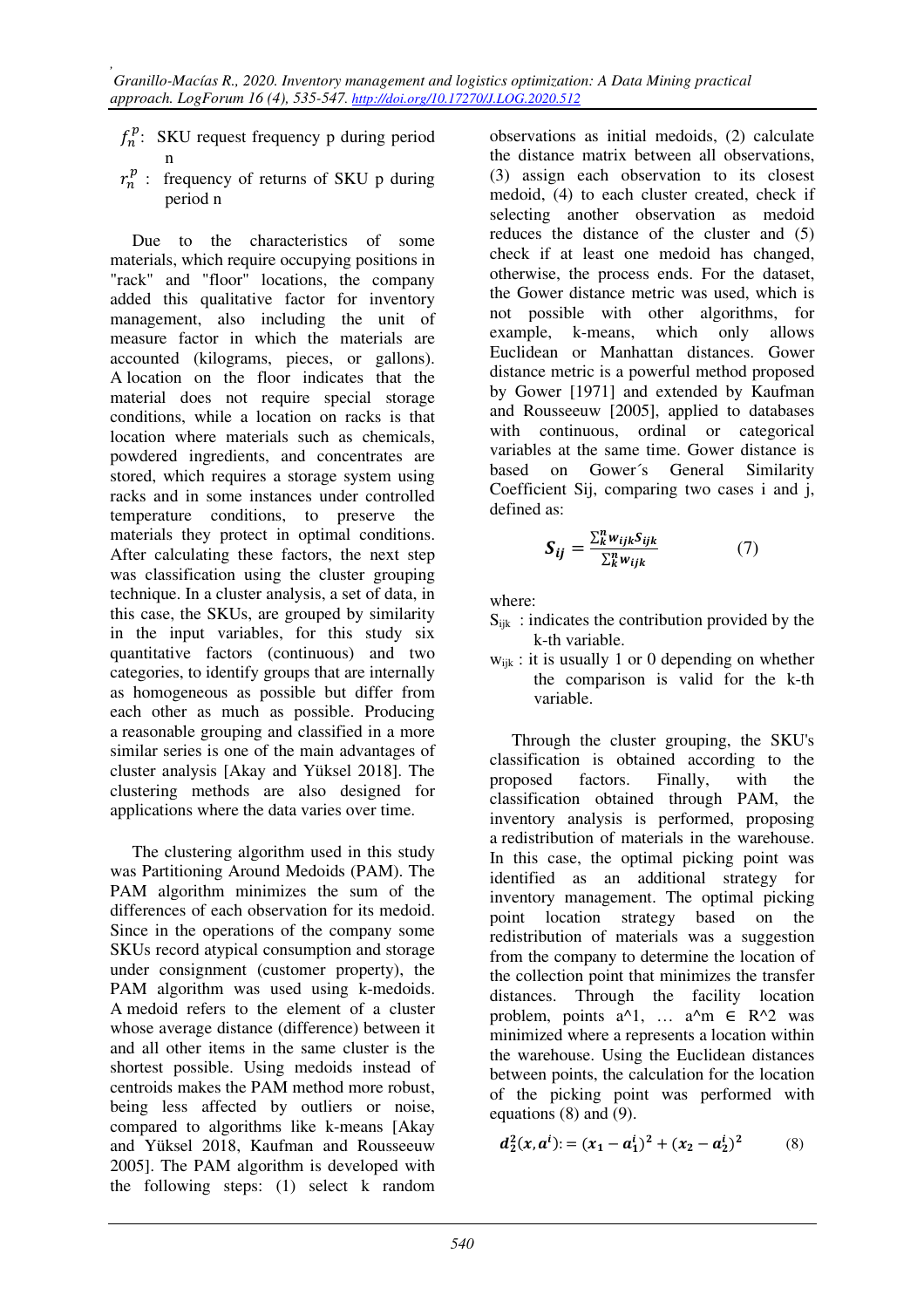$f_n^p$: SKU request frequency p during period n

$r_n^p$ : frequency of returns of SKU p during period n

Due to the characteristics of some materials, which require occupying positions in "rack" and "floor" locations, the company added this qualitative factor for inventory management, also including the unit of measure factor in which the materials are accounted (kilograms, pieces, or gallons). A location on the floor indicates that the material does not require special storage conditions, while a location on racks is that location where materials such as chemicals, powdered ingredients, and concentrates are stored, which requires a storage system using racks and in some instances under controlled temperature conditions, to preserve the materials they protect in optimal conditions. After calculating these factors, the next step was classification using the cluster grouping technique. In a cluster analysis, a set of data, in this case, the SKUs, are grouped by similarity in the input variables, for this study six quantitative factors (continuous) and two categories, to identify groups that are internally as homogeneous as possible but differ from each other as much as possible. Producing a reasonable grouping and classified in a more similar series is one of the main advantages of cluster analysis [Akay and Yüksel 2018]. The clustering methods are also designed for applications where the data varies over time.

The clustering algorithm used in this study was Partitioning Around Medoids (PAM). The PAM algorithm minimizes the sum of the differences of each observation for its medoid. Since in the operations of the company some SKUs record atypical consumption and storage under consignment (customer property), the PAM algorithm was used using k-medoids. A medoid refers to the element of a cluster whose average distance (difference) between it and all other items in the same cluster is the shortest possible. Using medoids instead of centroids makes the PAM method more robust, being less affected by outliers or noise, compared to algorithms like k-means [Akay and Yüksel 2018, Kaufman and Rousseeuw 2005]. The PAM algorithm is developed with the following steps: (1) select k random observations as initial medoids, (2) calculate the distance matrix between all observations, (3) assign each observation to its closest medoid, (4) to each cluster created, check if selecting another observation as medoid reduces the distance of the cluster and (5) check if at least one medoid has changed, otherwise, the process ends. For the dataset, the Gower distance metric was used, which is not possible with other algorithms, for example, k-means, which only allows Euclidean or Manhattan distances. Gower distance metric is a powerful method proposed by Gower [1971] and extended by Kaufman and Rousseeuw [2005], applied to databases with continuous, ordinal or categorical variables at the same time. Gower distance is based on Gower´s General Similarity Coefficient Sij, comparing two cases i and j, defined as:

$$S_{ij} = \frac{\sum_k^n w_{ijk} s_{ijk}}{\sum_k^n w_{ijk}} \qquad (7)$$

where:

$S_{ijk}$ : indicates the contribution provided by the k-th variable.

$w_{ijk}$ : it is usually 1 or 0 depending on whether the comparison is valid for the k-th variable.

Through the cluster grouping, the SKU's classification is obtained according to the proposed factors. Finally, with the classification obtained through PAM, the inventory analysis is performed, proposing a redistribution of materials in the warehouse. In this case, the optimal picking point was identified as an additional strategy for inventory management. The optimal picking point location strategy based on the redistribution of materials was a suggestion from the company to determine the location of the collection point that minimizes the transfer distances. Through the facility location problem, points a^1, … a^m ∈ R^2 was minimized where a represents a location within the warehouse. Using the Euclidean distances between points, the calculation for the location of the picking point was performed with equations (8) and (9).

$$d_2^2(x, a^i) := (x_1 - a_1^i)^2 + (x_2 - a_2^i)^2 \qquad (8)$$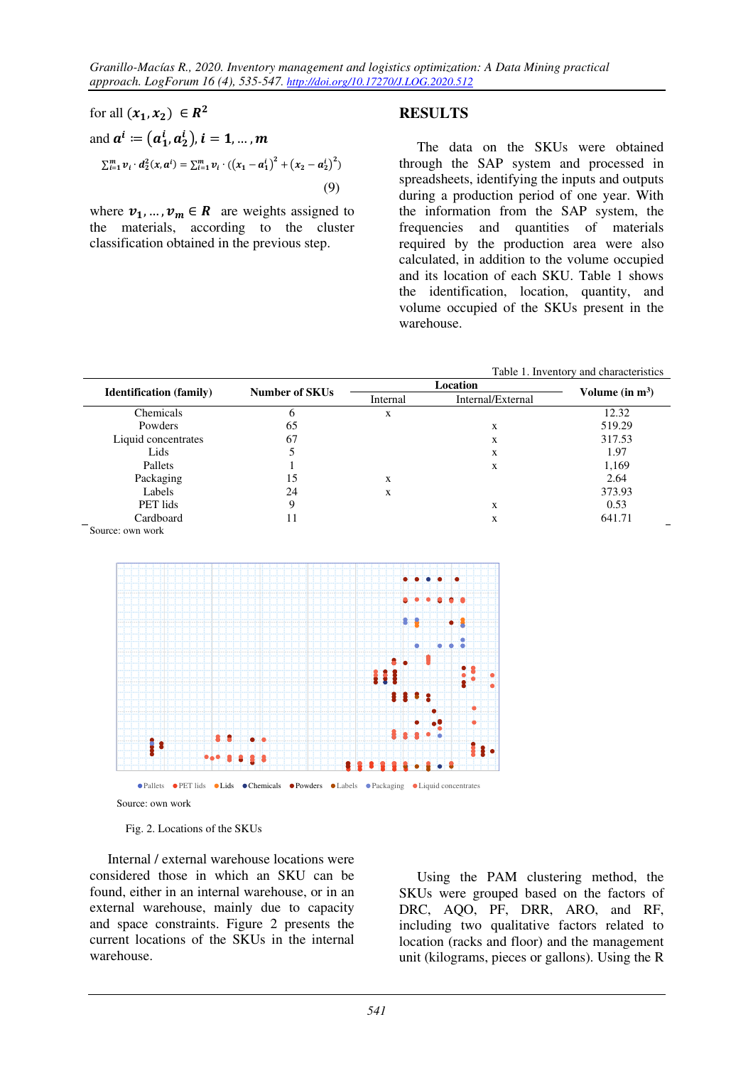for all $(x_1, x_2) \in R^2$

and $a^i := (a_1^i, a_2^i), i = 1, ..., m$

$$\sum_{i=1}^{m} v_i \cdot d_2^2(x, a^i) = \sum_{i=1}^{m} v_i \cdot \left((x_1 - a_1^i)^2 + (x_2 - a_2^i)^2\right) \tag{9}$$

where $v_1, ..., v_m \in R$ are weights assigned to the materials, according to the cluster classification obtained in the previous step.

# RESULTS

The data on the SKUs were obtained through the SAP system and processed in spreadsheets, identifying the inputs and outputs during a production period of one year. With the information from the SAP system, the frequencies and quantities of materials required by the production area were also calculated, in addition to the volume occupied and its location of each SKU. Table 1 shows the identification, location, quantity, and volume occupied of the SKUs present in the warehouse.

Table 1. Inventory and characteristics

| Identification (family) | Number of SKUs | Location | | Volume (in m³) |
|---|---|---|---|---|
| | | Internal | Internal/External | |
| Chemicals | 6 | x | | 12.32 |
| Powders | 65 | | x | 519.29 |
| Liquid concentrates | 67 | | x | 317.53 |
| Lids | 5 | | x | 1.97 |
| Pallets | 1 | | x | 1,169 |
| Packaging | 15 | x | | 2.64 |
| Labels | 24 | x | | 373.93 |
| PET lids | 9 | | x | 0.53 |
| Cardboard | 11 | | x | 641.71 |

Source: own work

Pallets PET lids Lids Chemicals Powders Labels Packaging Liquid concentrates

Source: own work

Fig. 2. Locations of the SKUs

Internal / external warehouse locations were considered those in which an SKU can be found, either in an internal warehouse, or in an external warehouse, mainly due to capacity and space constraints. Figure 2 presents the current locations of the SKUs in the internal warehouse.

Using the PAM clustering method, the SKUs were grouped based on the factors of DRC, AQO, PF, DRR, ARO, and RF, including two qualitative factors related to location (racks and floor) and the management unit (kilograms, pieces or gallons). Using the R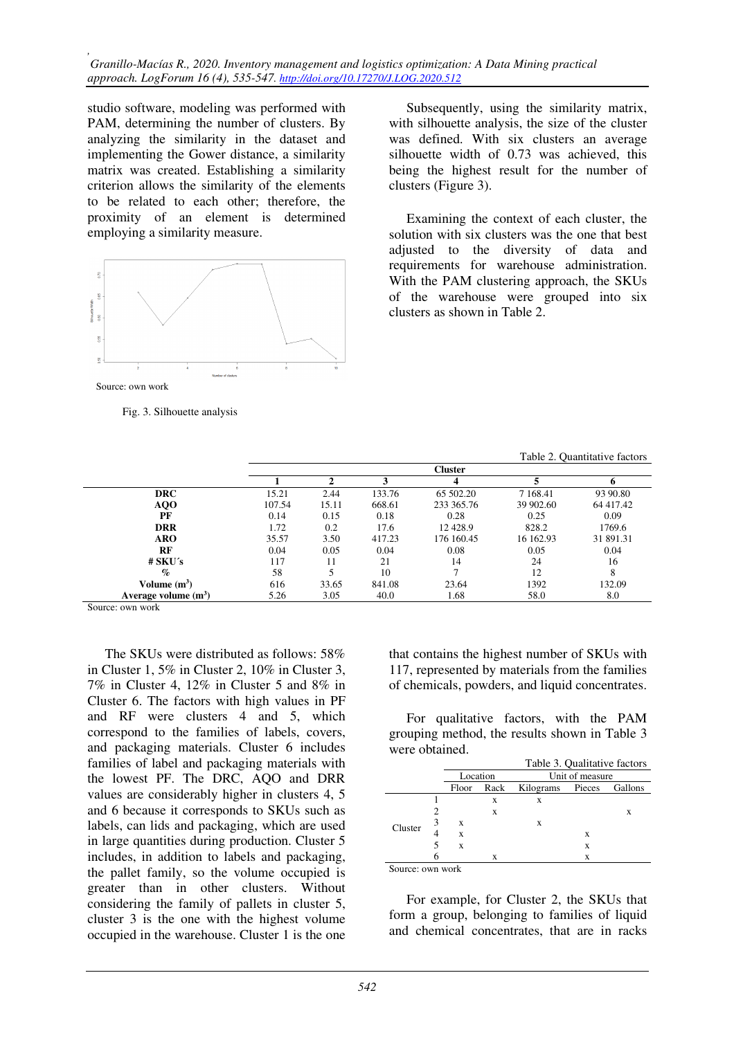studio software, modeling was performed with PAM, determining the number of clusters. By analyzing the similarity in the dataset and implementing the Gower distance, a similarity matrix was created. Establishing a similarity criterion allows the similarity of the elements to be related to each other; therefore, the proximity of an element is determined employing a similarity measure.

Source: own work

Fig. 3. Silhouette analysis

Subsequently, using the similarity matrix, with silhouette analysis, the size of the cluster was defined. With six clusters an average silhouette width of 0.73 was achieved, this being the highest result for the number of clusters (Figure 3).

Examining the context of each cluster, the solution with six clusters was the one that best adjusted to the diversity of data and requirements for warehouse administration. With the PAM clustering approach, the SKUs of the warehouse were grouped into six clusters as shown in Table 2.

Table 2. Quantitative factors

| | Cluster | | | | | |
|---|---|---|---|---|---|---|
| | 1 | 2 | 3 | 4 | 5 | 6 |
| **DRC** | 15.21 | 2.44 | 133.76 | 65 502.20 | 7 168.41 | 93 90.80 |
| **AQO** | 107.54 | 15.11 | 668.61 | 233 365.76 | 39 902.60 | 64 417.42 |
| **PF** | 0.14 | 0.15 | 0.18 | 0.28 | 0.25 | 0.09 |
| **DRR** | 1.72 | 0.2 | 17.6 | 12 428.9 | 828.2 | 1769.6 |
| **ARO** | 35.57 | 3.50 | 417.23 | 176 160.45 | 16 162.93 | 31 891.31 |
| **RF** | 0.04 | 0.05 | 0.04 | 0.08 | 0.05 | 0.04 |
| **# SKU´s** | 117 | 11 | 21 | 14 | 24 | 16 |
| **%** | 58 | 5 | 10 | 7 | 12 | 8 |
| **Volume ($m^3$)** | 616 | 33.65 | 841.08 | 23.64 | 1392 | 132.09 |
| **Average volume ($m^3$)** | 5.26 | 3.05 | 40.0 | 1.68 | 58.0 | 8.0 |

Source: own work

The SKUs were distributed as follows: 58% in Cluster 1, 5% in Cluster 2, 10% in Cluster 3, 7% in Cluster 4, 12% in Cluster 5 and 8% in Cluster 6. The factors with high values in PF and RF were clusters 4 and 5, which correspond to the families of labels, covers, and packaging materials. Cluster 6 includes families of label and packaging materials with the lowest PF. The DRC, AQO and DRR values are considerably higher in clusters 4, 5 and 6 because it corresponds to SKUs such as labels, can lids and packaging, which are used in large quantities during production. Cluster 5 includes, in addition to labels and packaging, the pallet family, so the volume occupied is greater than in other clusters. Without considering the family of pallets in cluster 5, cluster 3 is the one with the highest volume occupied in the warehouse. Cluster 1 is the one that contains the highest number of SKUs with 117, represented by materials from the families of chemicals, powders, and liquid concentrates.

For qualitative factors, with the PAM grouping method, the results shown in Table 3 were obtained.

Table 3. Qualitative factors

| | | Location | | Unit of measure | | |
|---|---|---|---|---|---|---|
| | | Floor | Rack | Kilograms | Pieces | Gallons |
| Cluster | 1 | | x | x | | |
| | 2 | | x | | | x |
| | 3 | x | | x | | |
| | 4 | x | | | x | |
| | 5 | x | | | x | |
| | 6 | | x | | x | |

Source: own work

For example, for Cluster 2, the SKUs that form a group, belonging to families of liquid and chemical concentrates, that are in racks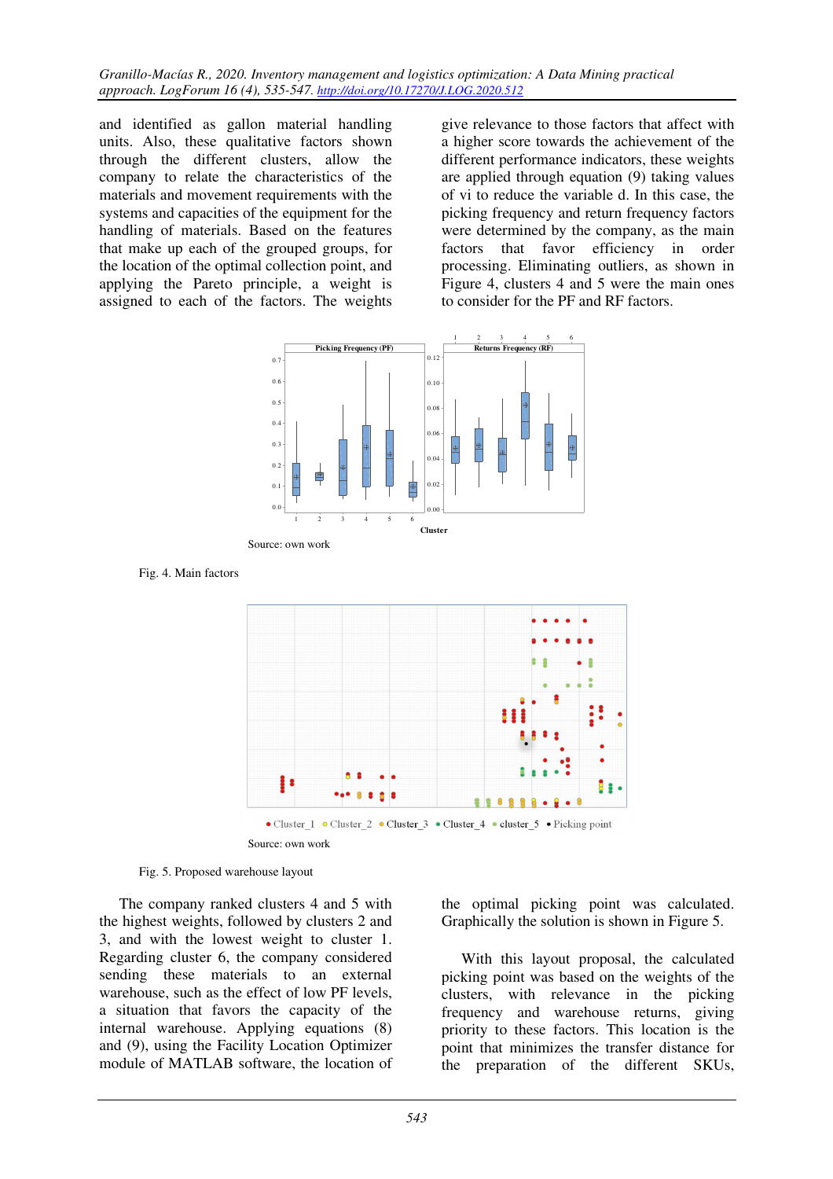and identified as gallon material handling units. Also, these qualitative factors shown through the different clusters, allow the company to relate the characteristics of the materials and movement requirements with the systems and capacities of the equipment for the handling of materials. Based on the features that make up each of the grouped groups, for the location of the optimal collection point, and applying the Pareto principle, a weight is assigned to each of the factors. The weights give relevance to those factors that affect with a higher score towards the achievement of the different performance indicators, these weights are applied through equation (9) taking values of vi to reduce the variable d. In this case, the picking frequency and return frequency factors were determined by the company, as the main factors that favor efficiency in order processing. Eliminating outliers, as shown in Figure 4, clusters 4 and 5 were the main ones to consider for the PF and RF factors.

Source: own work

Fig. 4. Main factors

Source: own work

Fig. 5. Proposed warehouse layout

The company ranked clusters 4 and 5 with the highest weights, followed by clusters 2 and 3, and with the lowest weight to cluster 1. Regarding cluster 6, the company considered sending these materials to an external warehouse, such as the effect of low PF levels, a situation that favors the capacity of the internal warehouse. Applying equations (8) and (9), using the Facility Location Optimizer module of MATLAB software, the location of the optimal picking point was calculated. Graphically the solution is shown in Figure 5.

With this layout proposal, the calculated picking point was based on the weights of the clusters, with relevance in the picking frequency and warehouse returns, giving priority to these factors. This location is the point that minimizes the transfer distance for the preparation of the different SKUs,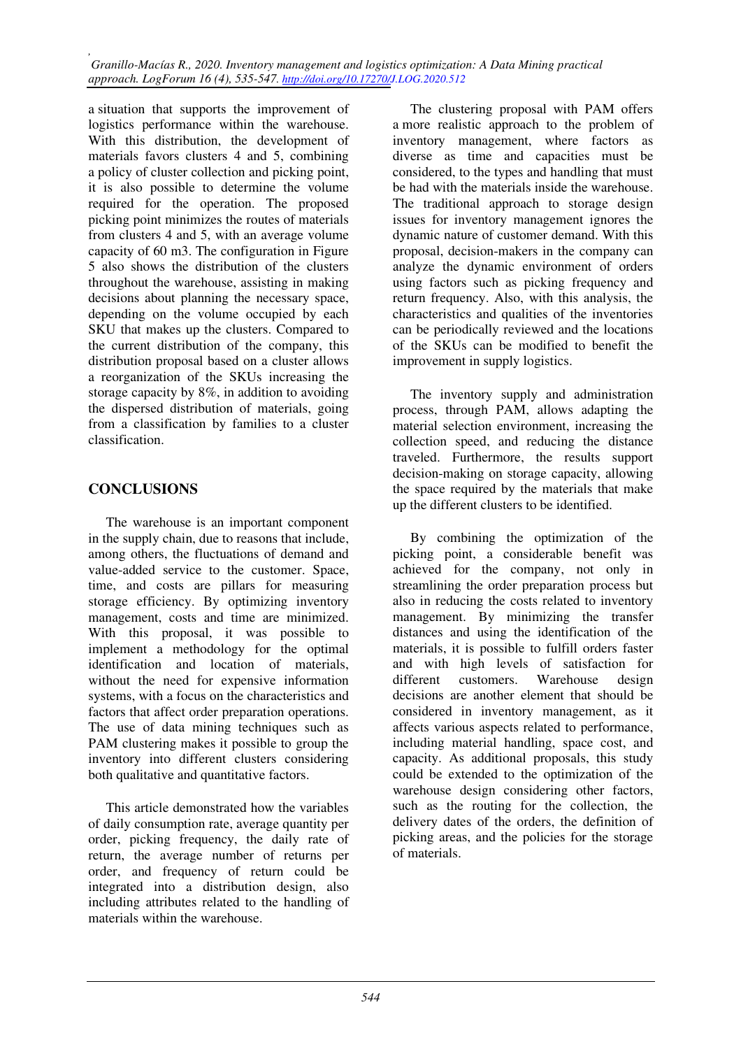a situation that supports the improvement of logistics performance within the warehouse. With this distribution, the development of materials favors clusters 4 and 5, combining a policy of cluster collection and picking point, it is also possible to determine the volume required for the operation. The proposed picking point minimizes the routes of materials from clusters 4 and 5, with an average volume capacity of 60 m3. The configuration in Figure 5 also shows the distribution of the clusters throughout the warehouse, assisting in making decisions about planning the necessary space, depending on the volume occupied by each SKU that makes up the clusters. Compared to the current distribution of the company, this distribution proposal based on a cluster allows a reorganization of the SKUs increasing the storage capacity by 8%, in addition to avoiding the dispersed distribution of materials, going from a classification by families to a cluster classification.

## CONCLUSIONS

The warehouse is an important component in the supply chain, due to reasons that include, among others, the fluctuations of demand and value-added service to the customer. Space, time, and costs are pillars for measuring storage efficiency. By optimizing inventory management, costs and time are minimized. With this proposal, it was possible to implement a methodology for the optimal identification and location of materials, without the need for expensive information systems, with a focus on the characteristics and factors that affect order preparation operations. The use of data mining techniques such as PAM clustering makes it possible to group the inventory into different clusters considering both qualitative and quantitative factors.

This article demonstrated how the variables of daily consumption rate, average quantity per order, picking frequency, the daily rate of return, the average number of returns per order, and frequency of return could be integrated into a distribution design, also including attributes related to the handling of materials within the warehouse.

The clustering proposal with PAM offers a more realistic approach to the problem of inventory management, where factors as diverse as time and capacities must be considered, to the types and handling that must be had with the materials inside the warehouse. The traditional approach to storage design issues for inventory management ignores the dynamic nature of customer demand. With this proposal, decision-makers in the company can analyze the dynamic environment of orders using factors such as picking frequency and return frequency. Also, with this analysis, the characteristics and qualities of the inventories can be periodically reviewed and the locations of the SKUs can be modified to benefit the improvement in supply logistics.

The inventory supply and administration process, through PAM, allows adapting the material selection environment, increasing the collection speed, and reducing the distance traveled. Furthermore, the results support decision-making on storage capacity, allowing the space required by the materials that make up the different clusters to be identified.

By combining the optimization of the picking point, a considerable benefit was achieved for the company, not only in streamlining the order preparation process but also in reducing the costs related to inventory management. By minimizing the transfer distances and using the identification of the materials, it is possible to fulfill orders faster and with high levels of satisfaction for different customers. Warehouse design decisions are another element that should be considered in inventory management, as it affects various aspects related to performance, including material handling, space cost, and capacity. As additional proposals, this study could be extended to the optimization of the warehouse design considering other factors, such as the routing for the collection, the delivery dates of the orders, the definition of picking areas, and the policies for the storage of materials.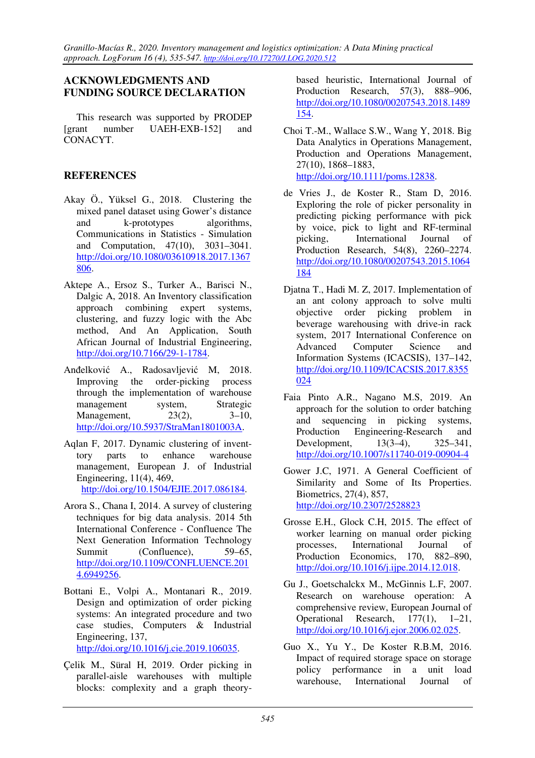## ACKNOWLEDGMENTS AND FUNDING SOURCE DECLARATION

This research was supported by PRODEP [grant number UAEH-EXB-152] and CONACYT.

## REFERENCES

Akay Ö., Yüksel G., 2018. Clustering the mixed panel dataset using Gower's distance and k-prototypes algorithms, Communications in Statistics - Simulation and Computation, 47(10), 3031–3041. http://doi.org/10.1080/03610918.2017.1367806.

Aktepe A., Ersoz S., Turker A., Barisci N., Dalgic A, 2018. An Inventory classification approach combining expert systems, clustering, and fuzzy logic with the Abc method, And An Application, South African Journal of Industrial Engineering, http://doi.org/10.7166/29-1-1784.

Anđelković A., Radosavljević M, 2018. Improving the order-picking process through the implementation of warehouse management system, Strategic Management, 23(2), 3–10, http://doi.org/10.5937/StraMan1801003A.

Aqlan F, 2017. Dynamic clustering of inventory parts to enhance warehouse management, European J. of Industrial Engineering, 11(4), 469, http://doi.org/10.1504/EJIE.2017.086184.

Arora S., Chana I, 2014. A survey of clustering techniques for big data analysis. 2014 5th International Conference - Confluence The Next Generation Information Technology Summit (Confluence), 59–65, http://doi.org/10.1109/CONFLUENCE.2014.6949256.

Bottani E., Volpi A., Montanari R., 2019. Design and optimization of order picking systems: An integrated procedure and two case studies, Computers & Industrial Engineering, 137, http://doi.org/10.1016/j.cie.2019.106035.

Çelik M., Süral H, 2019. Order picking in parallel-aisle warehouses with multiple blocks: complexity and a graph theory-based heuristic, International Journal of Production Research, 57(3), 888–906, http://doi.org/10.1080/00207543.2018.1489154.

Choi T.-M., Wallace S.W., Wang Y, 2018. Big Data Analytics in Operations Management, Production and Operations Management, 27(10), 1868–1883, http://doi.org/10.1111/poms.12838.

de Vries J., de Koster R., Stam D, 2016. Exploring the role of picker personality in predicting picking performance with pick by voice, pick to light and RF-terminal picking, International Journal of Production Research, 54(8), 2260–2274. http://doi.org/10.1080/00207543.2015.1064184

Djatna T., Hadi M. Z, 2017. Implementation of an ant colony approach to solve multi objective order picking problem in beverage warehousing with drive-in rack system, 2017 International Conference on Advanced Computer Science and Information Systems (ICACSIS), 137–142, http://doi.org/10.1109/ICACSIS.2017.8355024

Faia Pinto A.R., Nagano M.S, 2019. An approach for the solution to order batching and sequencing in picking systems, Production Engineering-Research and Development, 13(3–4), 325–341, http://doi.org/10.1007/s11740-019-00904-4

Gower J.C, 1971. A General Coefficient of Similarity and Some of Its Properties. Biometrics, 27(4), 857, http://doi.org/10.2307/2528823

Grosse E.H., Glock C.H, 2015. The effect of worker learning on manual order picking processes, International Journal of Production Economics, 170, 882–890, http://doi.org/10.1016/j.ijpe.2014.12.018.

Gu J., Goetschalckx M., McGinnis L.F, 2007. Research on warehouse operation: A comprehensive review, European Journal of Operational Research, 177(1), 1–21, http://doi.org/10.1016/j.ejor.2006.02.025.

Guo X., Yu Y., De Koster R.B.M, 2016. Impact of required storage space on storage policy performance in a unit load warehouse, International Journal of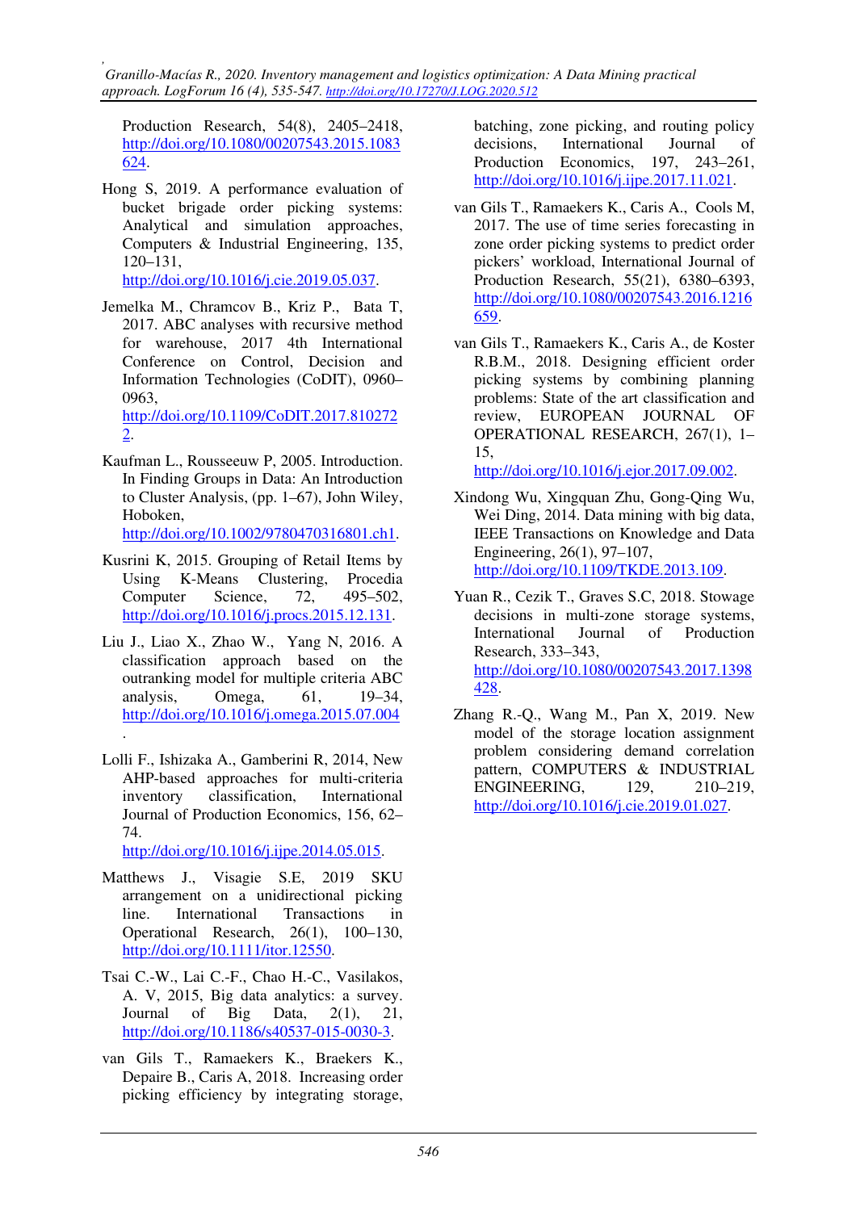Production Research, 54(8), 2405–2418, http://doi.org/10.1080/00207543.2015.1083624.

Hong S, 2019. A performance evaluation of bucket brigade order picking systems: Analytical and simulation approaches, Computers & Industrial Engineering, 135, 120–131, http://doi.org/10.1016/j.cie.2019.05.037.

Jemelka M., Chramcov B., Kriz P., Bata T, 2017. ABC analyses with recursive method for warehouse, 2017 4th International Conference on Control, Decision and Information Technologies (CoDIT), 0960–0963, http://doi.org/10.1109/CoDIT.2017.8102722.

Kaufman L., Rousseeuw P, 2005. Introduction. In Finding Groups in Data: An Introduction to Cluster Analysis, (pp. 1–67), John Wiley, Hoboken, http://doi.org/10.1002/9780470316801.ch1.

Kusrini K, 2015. Grouping of Retail Items by Using K-Means Clustering, Procedia Computer Science, 72, 495–502, http://doi.org/10.1016/j.procs.2015.12.131.

Liu J., Liao X., Zhao W., Yang N, 2016. A classification approach based on the outranking model for multiple criteria ABC analysis, Omega, 61, 19–34, http://doi.org/10.1016/j.omega.2015.07.004.

Lolli F., Ishizaka A., Gamberini R, 2014, New AHP-based approaches for multi-criteria inventory classification, International Journal of Production Economics, 156, 62–74. http://doi.org/10.1016/j.ijpe.2014.05.015.

Matthews J., Visagie S.E, 2019 SKU arrangement on a unidirectional picking line. International Transactions in Operational Research, 26(1), 100–130, http://doi.org/10.1111/itor.12550.

Tsai C.-W., Lai C.-F., Chao H.-C., Vasilakos, A. V, 2015, Big data analytics: a survey. Journal of Big Data, 2(1), 21, http://doi.org/10.1186/s40537-015-0030-3.

van Gils T., Ramaekers K., Braekers K., Depaire B., Caris A, 2018. Increasing order picking efficiency by integrating storage, batching, zone picking, and routing policy decisions, International Journal of Production Economics, 197, 243–261, http://doi.org/10.1016/j.ijpe.2017.11.021.

van Gils T., Ramaekers K., Caris A., Cools M, 2017. The use of time series forecasting in zone order picking systems to predict order pickers' workload, International Journal of Production Research, 55(21), 6380–6393, http://doi.org/10.1080/00207543.2016.1216659.

van Gils T., Ramaekers K., Caris A., de Koster R.B.M., 2018. Designing efficient order picking systems by combining planning problems: State of the art classification and review, EUROPEAN JOURNAL OF OPERATIONAL RESEARCH, 267(1), 1–15, http://doi.org/10.1016/j.ejor.2017.09.002.

Xindong Wu, Xingquan Zhu, Gong-Qing Wu, Wei Ding, 2014. Data mining with big data, IEEE Transactions on Knowledge and Data Engineering, 26(1), 97–107, http://doi.org/10.1109/TKDE.2013.109.

Yuan R., Cezik T., Graves S.C, 2018. Stowage decisions in multi-zone storage systems, International Journal of Production Research, 333–343, http://doi.org/10.1080/00207543.2017.1398428.

Zhang R.-Q., Wang M., Pan X, 2019. New model of the storage location assignment problem considering demand correlation pattern, COMPUTERS & INDUSTRIAL ENGINEERING, 129, 210–219, http://doi.org/10.1016/j.cie.2019.01.027.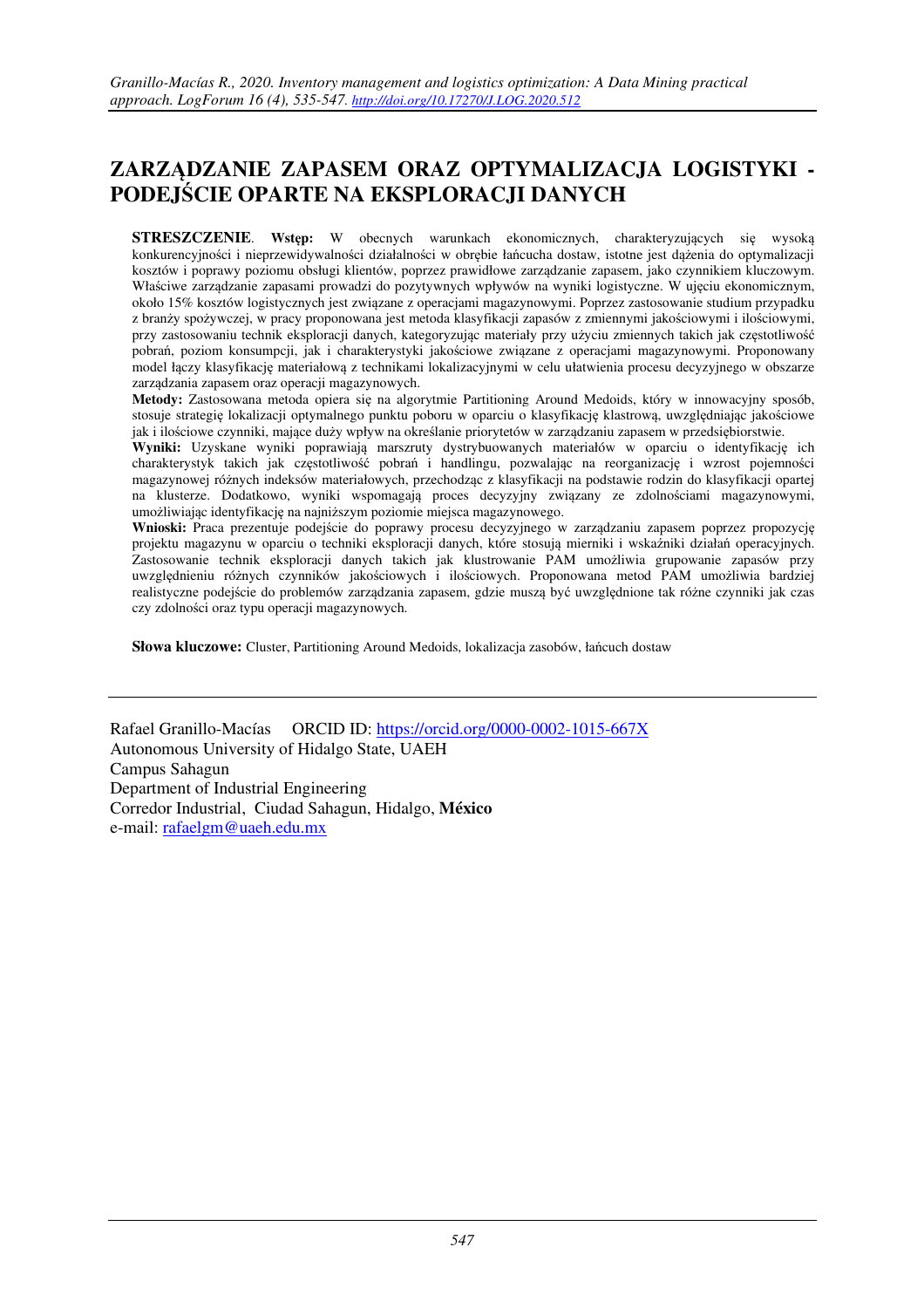# ZARZĄDZANIE ZAPASEM ORAZ OPTYMALIZACJA LOGISTYKI - PODEJŚCIE OPARTE NA EKSPLORACJI DANYCH

**STRESZCZENIE**. **Wstęp:** W obecnych warunkach ekonomicznych, charakteryzujących się wysoką konkurencyjności i nieprzewidywalności działalności w obrębie łańcucha dostaw, istotne jest dążenia do optymalizacji kosztów i poprawy poziomu obsługi klientów, poprzez prawidłowe zarządzanie zapasem, jako czynnikiem kluczowym. Właściwe zarządzanie zapasami prowadzi do pozytywnych wpływów na wyniki logistyczne. W ujęciu ekonomicznym, około 15% kosztów logistycznych jest związane z operacjami magazynowymi. Poprzez zastosowanie studium przypadku z branży spożywczej, w pracy proponowana jest metoda klasyfikacji zapasów z zmiennymi jakościowymi i ilościowymi, przy zastosowaniu technik eksploracji danych, kategoryzując materiały przy użyciu zmiennych takich jak częstotliwość pobrań, poziom konsumpcji, jak i charakterystyki jakościowe związane z operacjami magazynowymi. Proponowany model łączy klasyfikację materiałową z technikami lokalizacyjnymi w celu ułatwienia procesu decyzyjnego w obszarze zarządzania zapasem oraz operacji magazynowych.

**Metody:** Zastosowana metoda opiera się na algorytmie Partitioning Around Medoids, który w innowacyjny sposób, stosuje strategię lokalizacji optymalnego punktu poboru w oparciu o klasyfikację klastrową, uwzględniając jakościowe jak i ilościowe czynniki, mające duży wpływ na określanie priorytetów w zarządzaniu zapasem w przedsiębiorstwie.

**Wyniki:** Uzyskane wyniki poprawiają marszruty dystrybuowanych materiałów w oparciu o identyfikację ich charakterystyk takich jak częstotliwość pobrań i handlingu, pozwalając na reorganizację i wzrost pojemności magazynowej różnych indeksów materiałowych, przechodząc z klasyfikacji na podstawie rodzin do klasyfikacji opartej na klusterze. Dodatkowo, wyniki wspomagają proces decyzyjny związany ze zdolnościami magazynowymi, umożliwiając identyfikację na najniższym poziomie miejsca magazynowego.

**Wnioski:** Praca prezentuje podejście do poprawy procesu decyzyjnego w zarządzaniu zapasem poprzez propozycję projektu magazynu w oparciu o techniki eksploracji danych, które stosują mierniki i wskaźniki działań operacyjnych. Zastosowanie technik eksploracji danych takich jak klustrowanie PAM umożliwia grupowanie zapasów przy uwzględnieniu różnych czynników jakościowych i ilościowych. Proponowana metod PAM umożliwia bardziej realistyczne podejście do problemów zarządzania zapasem, gdzie muszą być uwzględnione tak różne czynniki jak czas czy zdolności oraz typu operacji magazynowych.

**Słowa kluczowe:** Cluster, Partitioning Around Medoids, lokalizacja zasobów, łańcuch dostaw

---

Rafael Granillo-Macías ORCID ID: https://orcid.org/0000-0002-1015-667X
Autonomous University of Hidalgo State, UAEH
Campus Sahagun
Department of Industrial Engineering
Corredor Industrial, Ciudad Sahagun, Hidalgo, **México**
e-mail: rafaelgm@uaeh.edu.mx